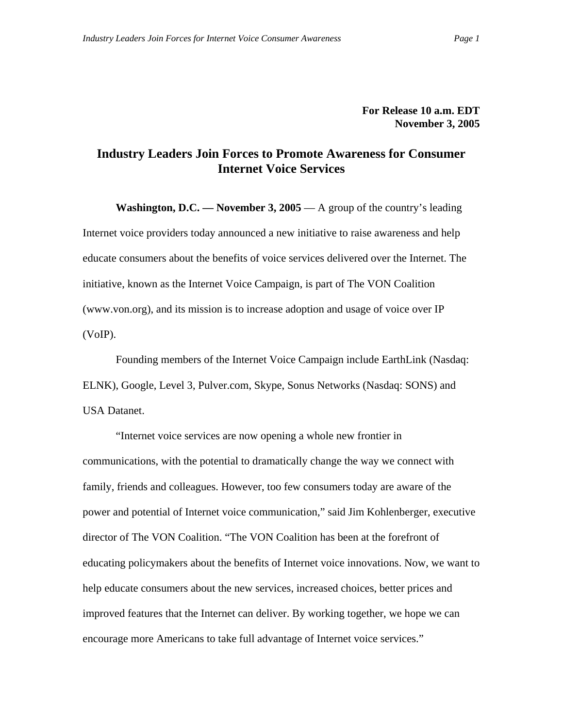**For Release 10 a.m. EDT**
**November 3, 2005**

# Industry Leaders Join Forces to Promote Awareness for Consumer Internet Voice Services

**Washington, D.C. — November 3, 2005** — A group of the country's leading Internet voice providers today announced a new initiative to raise awareness and help educate consumers about the benefits of voice services delivered over the Internet. The initiative, known as the Internet Voice Campaign, is part of The VON Coalition (www.von.org), and its mission is to increase adoption and usage of voice over IP (VoIP).

Founding members of the Internet Voice Campaign include EarthLink (Nasdaq: ELNK), Google, Level 3, Pulver.com, Skype, Sonus Networks (Nasdaq: SONS) and USA Datanet.

"Internet voice services are now opening a whole new frontier in communications, with the potential to dramatically change the way we connect with family, friends and colleagues. However, too few consumers today are aware of the power and potential of Internet voice communication," said Jim Kohlenberger, executive director of The VON Coalition. "The VON Coalition has been at the forefront of educating policymakers about the benefits of Internet voice innovations. Now, we want to help educate consumers about the new services, increased choices, better prices and improved features that the Internet can deliver. By working together, we hope we can encourage more Americans to take full advantage of Internet voice services."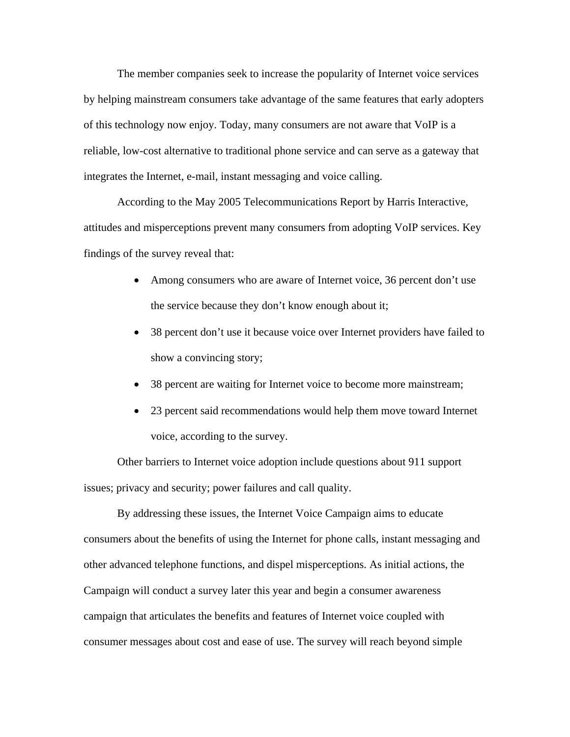The member companies seek to increase the popularity of Internet voice services by helping mainstream consumers take advantage of the same features that early adopters of this technology now enjoy. Today, many consumers are not aware that VoIP is a reliable, low-cost alternative to traditional phone service and can serve as a gateway that integrates the Internet, e-mail, instant messaging and voice calling.

According to the May 2005 Telecommunications Report by Harris Interactive, attitudes and misperceptions prevent many consumers from adopting VoIP services. Key findings of the survey reveal that:

- Among consumers who are aware of Internet voice, 36 percent don't use the service because they don't know enough about it;
- 38 percent don't use it because voice over Internet providers have failed to show a convincing story;
- 38 percent are waiting for Internet voice to become more mainstream;
- 23 percent said recommendations would help them move toward Internet voice, according to the survey.

Other barriers to Internet voice adoption include questions about 911 support issues; privacy and security; power failures and call quality.

By addressing these issues, the Internet Voice Campaign aims to educate consumers about the benefits of using the Internet for phone calls, instant messaging and other advanced telephone functions, and dispel misperceptions. As initial actions, the Campaign will conduct a survey later this year and begin a consumer awareness campaign that articulates the benefits and features of Internet voice coupled with consumer messages about cost and ease of use. The survey will reach beyond simple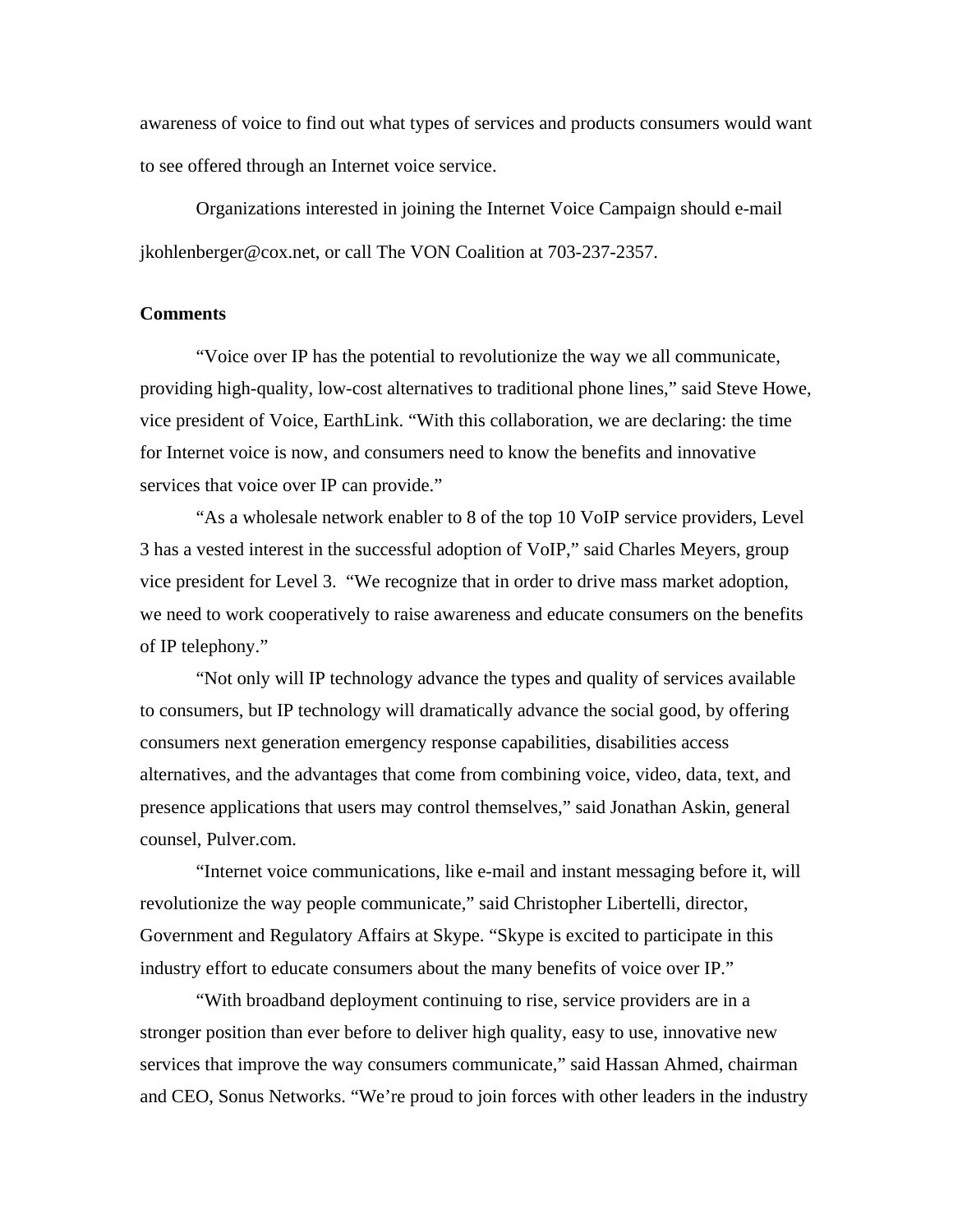awareness of voice to find out what types of services and products consumers would want to see offered through an Internet voice service.

Organizations interested in joining the Internet Voice Campaign should e-mail jkohlenberger@cox.net, or call The VON Coalition at 703-237-2357.

**Comments**

"Voice over IP has the potential to revolutionize the way we all communicate, providing high-quality, low-cost alternatives to traditional phone lines," said Steve Howe, vice president of Voice, EarthLink. "With this collaboration, we are declaring: the time for Internet voice is now, and consumers need to know the benefits and innovative services that voice over IP can provide."

"As a wholesale network enabler to 8 of the top 10 VoIP service providers, Level 3 has a vested interest in the successful adoption of VoIP," said Charles Meyers, group vice president for Level 3. "We recognize that in order to drive mass market adoption, we need to work cooperatively to raise awareness and educate consumers on the benefits of IP telephony."

"Not only will IP technology advance the types and quality of services available to consumers, but IP technology will dramatically advance the social good, by offering consumers next generation emergency response capabilities, disabilities access alternatives, and the advantages that come from combining voice, video, data, text, and presence applications that users may control themselves," said Jonathan Askin, general counsel, Pulver.com.

"Internet voice communications, like e-mail and instant messaging before it, will revolutionize the way people communicate," said Christopher Libertelli, director, Government and Regulatory Affairs at Skype. "Skype is excited to participate in this industry effort to educate consumers about the many benefits of voice over IP."

"With broadband deployment continuing to rise, service providers are in a stronger position than ever before to deliver high quality, easy to use, innovative new services that improve the way consumers communicate," said Hassan Ahmed, chairman and CEO, Sonus Networks. "We're proud to join forces with other leaders in the industry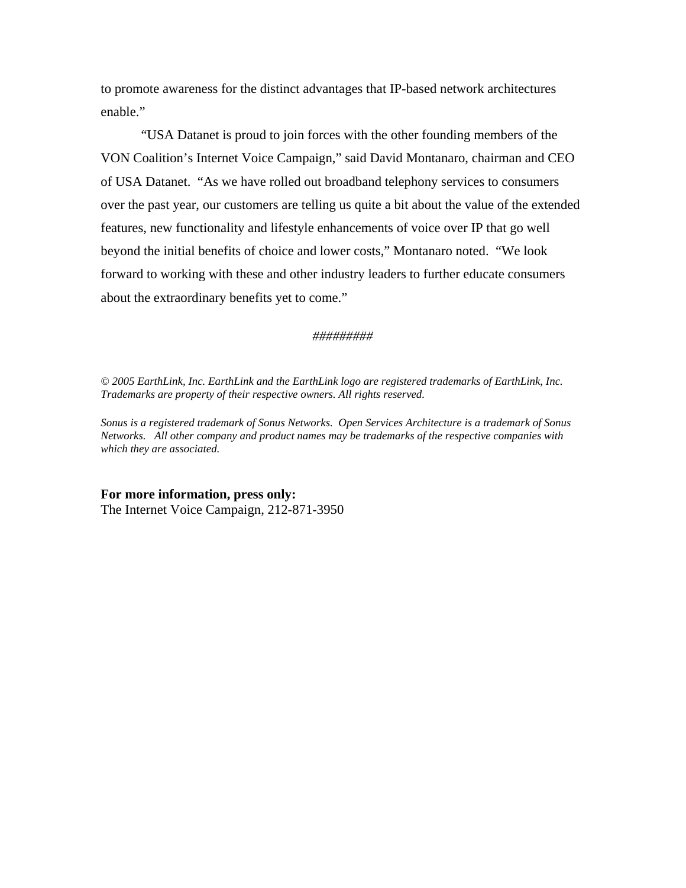to promote awareness for the distinct advantages that IP-based network architectures enable."

"USA Datanet is proud to join forces with the other founding members of the VON Coalition's Internet Voice Campaign," said David Montanaro, chairman and CEO of USA Datanet. "As we have rolled out broadband telephony services to consumers over the past year, our customers are telling us quite a bit about the value of the extended features, new functionality and lifestyle enhancements of voice over IP that go well beyond the initial benefits of choice and lower costs," Montanaro noted. "We look forward to working with these and other industry leaders to further educate consumers about the extraordinary benefits yet to come."

*#########*

*© 2005 EarthLink, Inc. EarthLink and the EarthLink logo are registered trademarks of EarthLink, Inc. Trademarks are property of their respective owners. All rights reserved.*

*Sonus is a registered trademark of Sonus Networks. Open Services Architecture is a trademark of Sonus Networks. All other company and product names may be trademarks of the respective companies with which they are associated.*

**For more information, press only:**
The Internet Voice Campaign, 212-871-3950